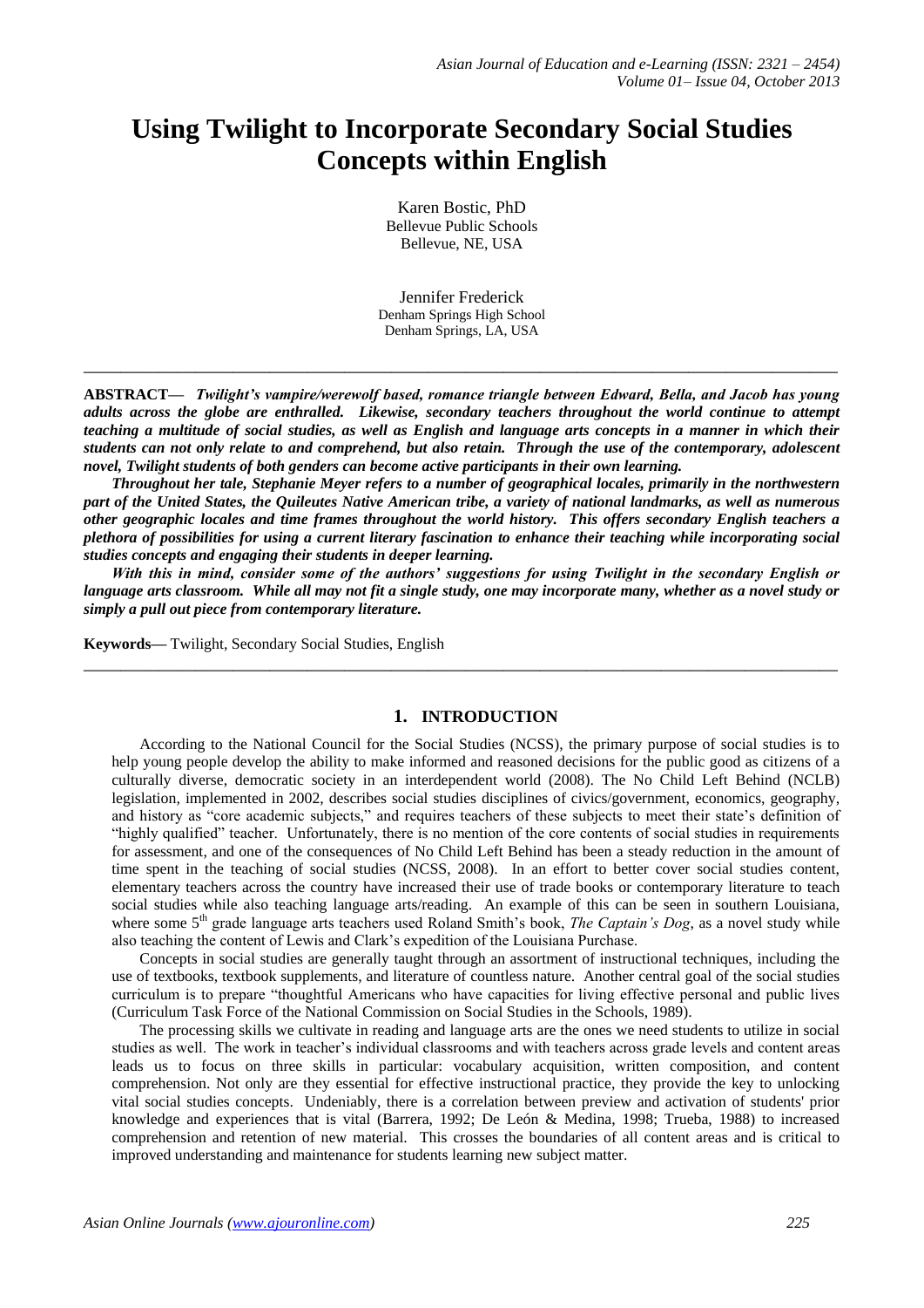# Using Twilight to Incorporate Secondary Social Studies Concepts within English

Karen Bostic, PhD
Bellevue Public Schools
Bellevue, NE, USA

Jennifer Frederick
Denham Springs High School
Denham Springs, LA, USA

---

**ABSTRACT—** ***Twilight's vampire/werewolf based, romance triangle between Edward, Bella, and Jacob has young adults across the globe are enthralled. Likewise, secondary teachers throughout the world continue to attempt teaching a multitude of social studies, as well as English and language arts concepts in a manner in which their students can not only relate to and comprehend, but also retain. Through the use of the contemporary, adolescent novel, Twilight students of both genders can become active participants in their own learning.***

***Throughout her tale, Stephanie Meyer refers to a number of geographical locales, primarily in the northwestern part of the United States, the Quileutes Native American tribe, a variety of national landmarks, as well as numerous other geographic locales and time frames throughout the world history. This offers secondary English teachers a plethora of possibilities for using a current literary fascination to enhance their teaching while incorporating social studies concepts and engaging their students in deeper learning.***

***With this in mind, consider some of the authors' suggestions for using Twilight in the secondary English or language arts classroom. While all may not fit a single study, one may incorporate many, whether as a novel study or simply a pull out piece from contemporary literature.***

**Keywords—** Twilight, Secondary Social Studies, English

---

## 1. INTRODUCTION

According to the National Council for the Social Studies (NCSS), the primary purpose of social studies is to help young people develop the ability to make informed and reasoned decisions for the public good as citizens of a culturally diverse, democratic society in an interdependent world (2008). The No Child Left Behind (NCLB) legislation, implemented in 2002, describes social studies disciplines of civics/government, economics, geography, and history as "core academic subjects," and requires teachers of these subjects to meet their state's definition of "highly qualified" teacher. Unfortunately, there is no mention of the core contents of social studies in requirements for assessment, and one of the consequences of No Child Left Behind has been a steady reduction in the amount of time spent in the teaching of social studies (NCSS, 2008). In an effort to better cover social studies content, elementary teachers across the country have increased their use of trade books or contemporary literature to teach social studies while also teaching language arts/reading. An example of this can be seen in southern Louisiana, where some 5th grade language arts teachers used Roland Smith's book, *The Captain's Dog*, as a novel study while also teaching the content of Lewis and Clark's expedition of the Louisiana Purchase.

Concepts in social studies are generally taught through an assortment of instructional techniques, including the use of textbooks, textbook supplements, and literature of countless nature. Another central goal of the social studies curriculum is to prepare "thoughtful Americans who have capacities for living effective personal and public lives (Curriculum Task Force of the National Commission on Social Studies in the Schools, 1989).

The processing skills we cultivate in reading and language arts are the ones we need students to utilize in social studies as well. The work in teacher's individual classrooms and with teachers across grade levels and content areas leads us to focus on three skills in particular: vocabulary acquisition, written composition, and content comprehension. Not only are they essential for effective instructional practice, they provide the key to unlocking vital social studies concepts. Undeniably, there is a correlation between preview and activation of students' prior knowledge and experiences that is vital (Barrera, 1992; De León & Medina, 1998; Trueba, 1988) to increased comprehension and retention of new material. This crosses the boundaries of all content areas and is critical to improved understanding and maintenance for students learning new subject matter.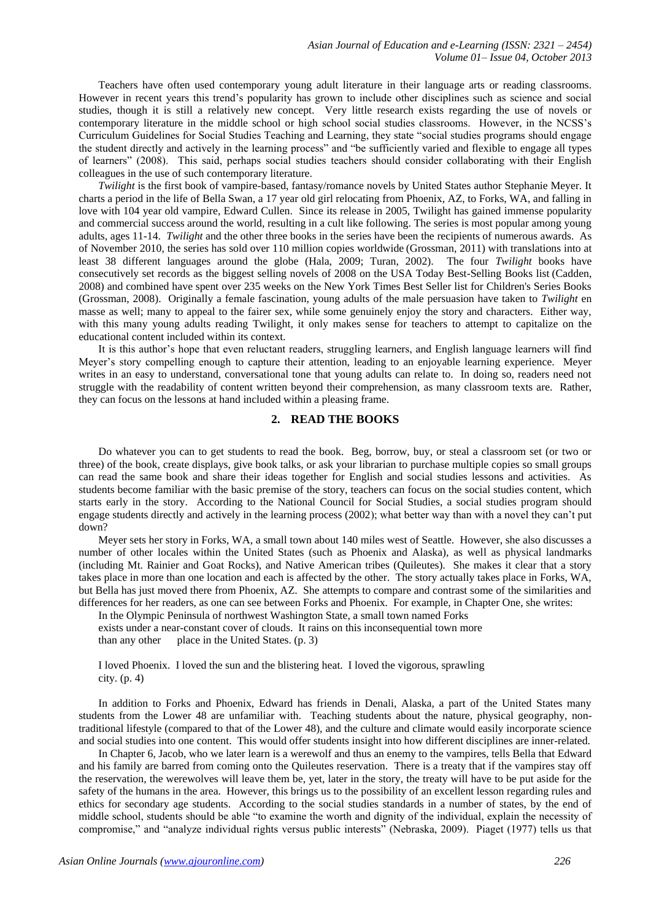Teachers have often used contemporary young adult literature in their language arts or reading classrooms. However in recent years this trend's popularity has grown to include other disciplines such as science and social studies, though it is still a relatively new concept. Very little research exists regarding the use of novels or contemporary literature in the middle school or high school social studies classrooms. However, in the NCSS's Curriculum Guidelines for Social Studies Teaching and Learning, they state "social studies programs should engage the student directly and actively in the learning process" and "be sufficiently varied and flexible to engage all types of learners" (2008). This said, perhaps social studies teachers should consider collaborating with their English colleagues in the use of such contemporary literature.

*Twilight* is the first book of vampire-based, fantasy/romance novels by United States author Stephanie Meyer. It charts a period in the life of Bella Swan, a 17 year old girl relocating from Phoenix, AZ, to Forks, WA, and falling in love with 104 year old vampire, Edward Cullen. Since its release in 2005, Twilight has gained immense popularity and commercial success around the world, resulting in a cult like following. The series is most popular among young adults, ages 11-14. *Twilight* and the other three books in the series have been the recipients of numerous awards. As of November 2010, the series has sold over 110 million copies worldwide (Grossman, 2011) with translations into at least 38 different languages around the globe (Hala, 2009; Turan, 2002). The four *Twilight* books have consecutively set records as the biggest selling novels of 2008 on the USA Today Best-Selling Books list (Cadden, 2008) and combined have spent over 235 weeks on the New York Times Best Seller list for Children's Series Books (Grossman, 2008). Originally a female fascination, young adults of the male persuasion have taken to *Twilight* en masse as well; many to appeal to the fairer sex, while some genuinely enjoy the story and characters. Either way, with this many young adults reading Twilight, it only makes sense for teachers to attempt to capitalize on the educational content included within its context.

It is this author's hope that even reluctant readers, struggling learners, and English language learners will find Meyer's story compelling enough to capture their attention, leading to an enjoyable learning experience. Meyer writes in an easy to understand, conversational tone that young adults can relate to. In doing so, readers need not struggle with the readability of content written beyond their comprehension, as many classroom texts are. Rather, they can focus on the lessons at hand included within a pleasing frame.

## 2. READ THE BOOKS

Do whatever you can to get students to read the book. Beg, borrow, buy, or steal a classroom set (or two or three) of the book, create displays, give book talks, or ask your librarian to purchase multiple copies so small groups can read the same book and share their ideas together for English and social studies lessons and activities. As students become familiar with the basic premise of the story, teachers can focus on the social studies content, which starts early in the story. According to the National Council for Social Studies, a social studies program should engage students directly and actively in the learning process (2002); what better way than with a novel they can't put down?

Meyer sets her story in Forks, WA, a small town about 140 miles west of Seattle. However, she also discusses a number of other locales within the United States (such as Phoenix and Alaska), as well as physical landmarks (including Mt. Rainier and Goat Rocks), and Native American tribes (Quileutes). She makes it clear that a story takes place in more than one location and each is affected by the other. The story actually takes place in Forks, WA, but Bella has just moved there from Phoenix, AZ. She attempts to compare and contrast some of the similarities and differences for her readers, as one can see between Forks and Phoenix. For example, in Chapter One, she writes:

> In the Olympic Peninsula of northwest Washington State, a small town named Forks exists under a near-constant cover of clouds. It rains on this inconsequential town more than any other place in the United States. (p. 3)
>
> I loved Phoenix. I loved the sun and the blistering heat. I loved the vigorous, sprawling city. (p. 4)

In addition to Forks and Phoenix, Edward has friends in Denali, Alaska, a part of the United States many students from the Lower 48 are unfamiliar with. Teaching students about the nature, physical geography, non-traditional lifestyle (compared to that of the Lower 48), and the culture and climate would easily incorporate science and social studies into one content. This would offer students insight into how different disciplines are inner-related.

In Chapter 6, Jacob, who we later learn is a werewolf and thus an enemy to the vampires, tells Bella that Edward and his family are barred from coming onto the Quileutes reservation. There is a treaty that if the vampires stay off the reservation, the werewolves will leave them be, yet, later in the story, the treaty will have to be put aside for the safety of the humans in the area. However, this brings us to the possibility of an excellent lesson regarding rules and ethics for secondary age students. According to the social studies standards in a number of states, by the end of middle school, students should be able "to examine the worth and dignity of the individual, explain the necessity of compromise," and "analyze individual rights versus public interests" (Nebraska, 2009). Piaget (1977) tells us that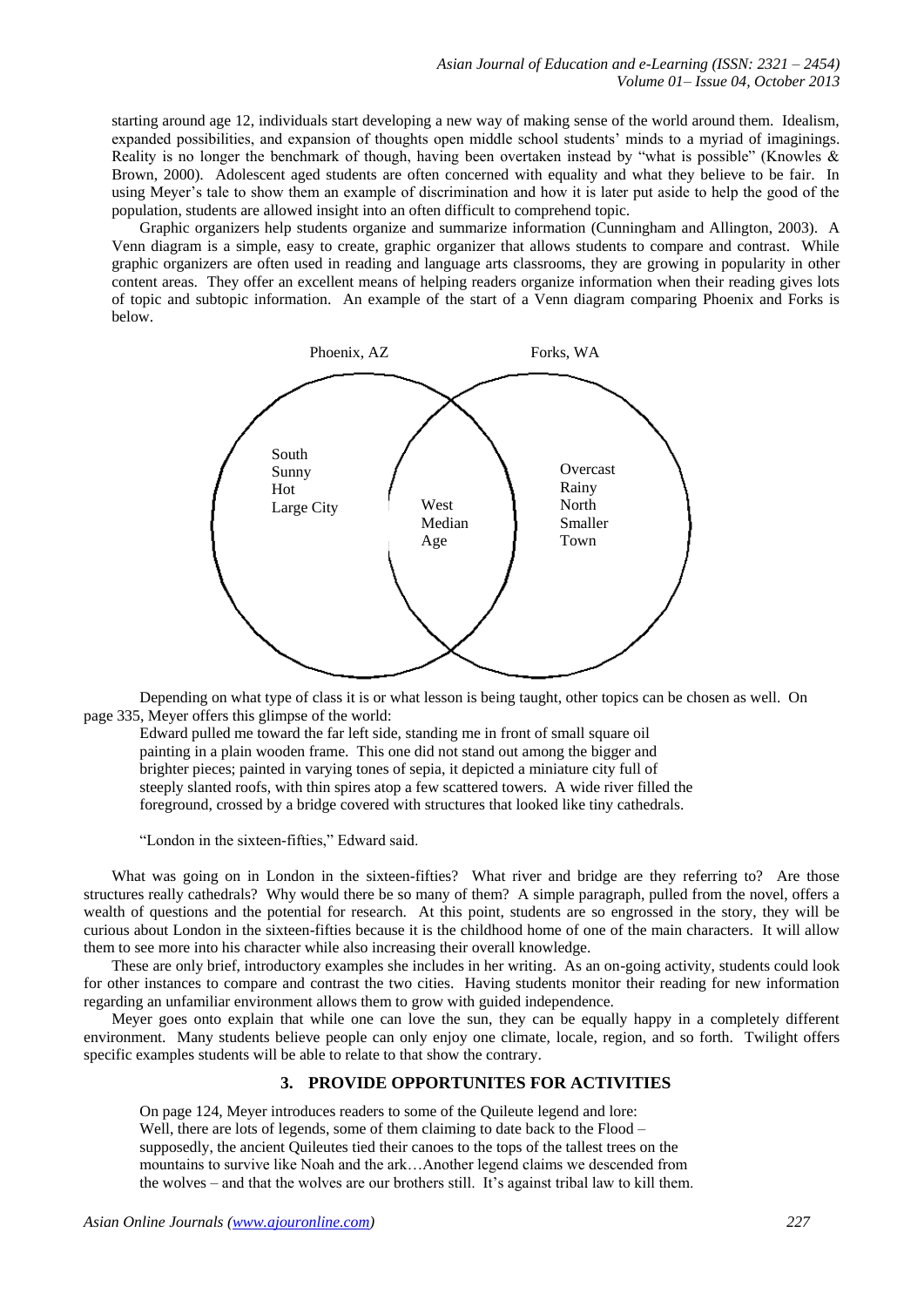starting around age 12, individuals start developing a new way of making sense of the world around them. Idealism, expanded possibilities, and expansion of thoughts open middle school students' minds to a myriad of imaginings. Reality is no longer the benchmark of though, having been overtaken instead by "what is possible" (Knowles & Brown, 2000). Adolescent aged students are often concerned with equality and what they believe to be fair. In using Meyer's tale to show them an example of discrimination and how it is later put aside to help the good of the population, students are allowed insight into an often difficult to comprehend topic.

Graphic organizers help students organize and summarize information (Cunningham and Allington, 2003). A Venn diagram is a simple, easy to create, graphic organizer that allows students to compare and contrast. While graphic organizers are often used in reading and language arts classrooms, they are growing in popularity in other content areas. They offer an excellent means of helping readers organize information when their reading gives lots of topic and subtopic information. An example of the start of a Venn diagram comparing Phoenix and Forks is below.

Phoenix, AZ — Forks, WA

South
Sunny
Hot
Large City

West
Median
Age

Overcast
Rainy
North
Smaller
Town

Depending on what type of class it is or what lesson is being taught, other topics can be chosen as well. On page 335, Meyer offers this glimpse of the world:

> Edward pulled me toward the far left side, standing me in front of small square oil painting in a plain wooden frame. This one did not stand out among the bigger and brighter pieces; painted in varying tones of sepia, it depicted a miniature city full of steeply slanted roofs, with thin spires atop a few scattered towers. A wide river filled the foreground, crossed by a bridge covered with structures that looked like tiny cathedrals.
>
> "London in the sixteen-fifties," Edward said.

What was going on in London in the sixteen-fifties? What river and bridge are they referring to? Are those structures really cathedrals? Why would there be so many of them? A simple paragraph, pulled from the novel, offers a wealth of questions and the potential for research. At this point, students are so engrossed in the story, they will be curious about London in the sixteen-fifties because it is the childhood home of one of the main characters. It will allow them to see more into his character while also increasing their overall knowledge.

These are only brief, introductory examples she includes in her writing. As an on-going activity, students could look for other instances to compare and contrast the two cities. Having students monitor their reading for new information regarding an unfamiliar environment allows them to grow with guided independence.

Meyer goes onto explain that while one can love the sun, they can be equally happy in a completely different environment. Many students believe people can only enjoy one climate, locale, region, and so forth. Twilight offers specific examples students will be able to relate to that show the contrary.

## 3. PROVIDE OPPORTUNITES FOR ACTIVITIES

On page 124, Meyer introduces readers to some of the Quileute legend and lore:

> Well, there are lots of legends, some of them claiming to date back to the Flood – supposedly, the ancient Quileutes tied their canoes to the tops of the tallest trees on the mountains to survive like Noah and the ark…Another legend claims we descended from the wolves – and that the wolves are our brothers still. It's against tribal law to kill them.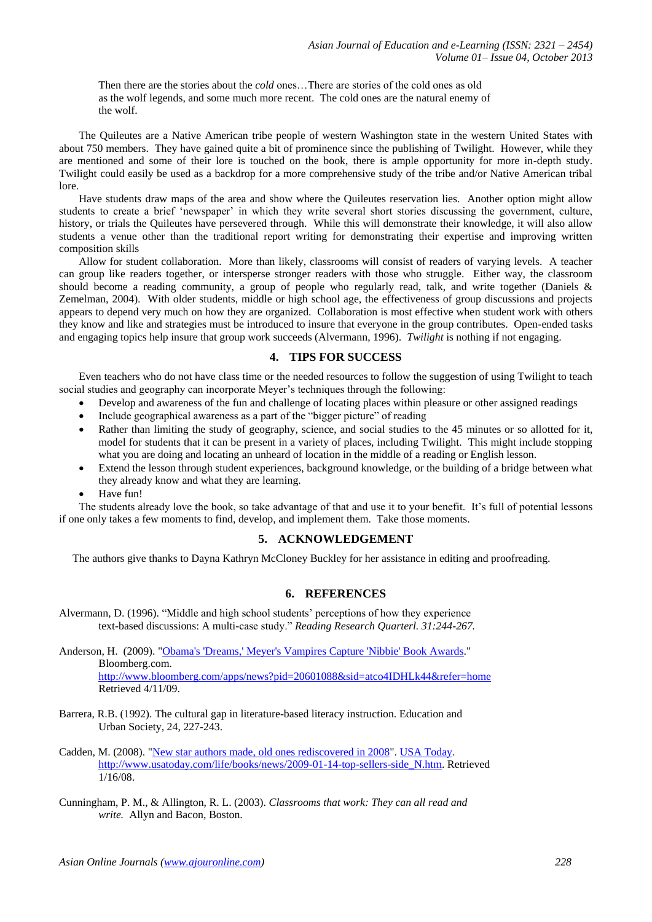> Then there are the stories about the *cold* ones…There are stories of the cold ones as old as the wolf legends, and some much more recent. The cold ones are the natural enemy of the wolf.

The Quileutes are a Native American tribe people of western Washington state in the western United States with about 750 members. They have gained quite a bit of prominence since the publishing of Twilight. However, while they are mentioned and some of their lore is touched on the book, there is ample opportunity for more in-depth study. Twilight could easily be used as a backdrop for a more comprehensive study of the tribe and/or Native American tribal lore.

Have students draw maps of the area and show where the Quileutes reservation lies. Another option might allow students to create a brief 'newspaper' in which they write several short stories discussing the government, culture, history, or trials the Quileutes have persevered through. While this will demonstrate their knowledge, it will also allow students a venue other than the traditional report writing for demonstrating their expertise and improving written composition skills

Allow for student collaboration. More than likely, classrooms will consist of readers of varying levels. A teacher can group like readers together, or intersperse stronger readers with those who struggle. Either way, the classroom should become a reading community, a group of people who regularly read, talk, and write together (Daniels & Zemelman, 2004). With older students, middle or high school age, the effectiveness of group discussions and projects appears to depend very much on how they are organized. Collaboration is most effective when student work with others they know and like and strategies must be introduced to insure that everyone in the group contributes. Open-ended tasks and engaging topics help insure that group work succeeds (Alvermann, 1996). *Twilight* is nothing if not engaging.

## 4. TIPS FOR SUCCESS

Even teachers who do not have class time or the needed resources to follow the suggestion of using Twilight to teach social studies and geography can incorporate Meyer's techniques through the following:

- Develop and awareness of the fun and challenge of locating places within pleasure or other assigned readings
- Include geographical awareness as a part of the "bigger picture" of reading
- Rather than limiting the study of geography, science, and social studies to the 45 minutes or so allotted for it, model for students that it can be present in a variety of places, including Twilight. This might include stopping what you are doing and locating an unheard of location in the middle of a reading or English lesson.
- Extend the lesson through student experiences, background knowledge, or the building of a bridge between what they already know and what they are learning.
- Have fun!

The students already love the book, so take advantage of that and use it to your benefit. It's full of potential lessons if one only takes a few moments to find, develop, and implement them. Take those moments.

## 5. ACKNOWLEDGEMENT

The authors give thanks to Dayna Kathryn McCloney Buckley for her assistance in editing and proofreading.

## 6. REFERENCES

Alvermann, D. (1996). "Middle and high school students' perceptions of how they experience text-based discussions: A multi-case study." *Reading Research Quarterl. 31:244-267.*

Anderson, H. (2009). "Obama's 'Dreams,' Meyer's Vampires Capture 'Nibbie' Book Awards." Bloomberg.com. http://www.bloomberg.com/apps/news?pid=20601088&sid=atco4IDHLk44&refer=home Retrieved 4/11/09.

Barrera, R.B. (1992). The cultural gap in literature-based literacy instruction. Education and Urban Society, 24, 227-243.

Cadden, M. (2008). "New star authors made, old ones rediscovered in 2008". USA Today. http://www.usatoday.com/life/books/news/2009-01-14-top-sellers-side_N.htm. Retrieved 1/16/08.

Cunningham, P. M., & Allington, R. L. (2003). *Classrooms that work: They can all read and write.* Allyn and Bacon, Boston.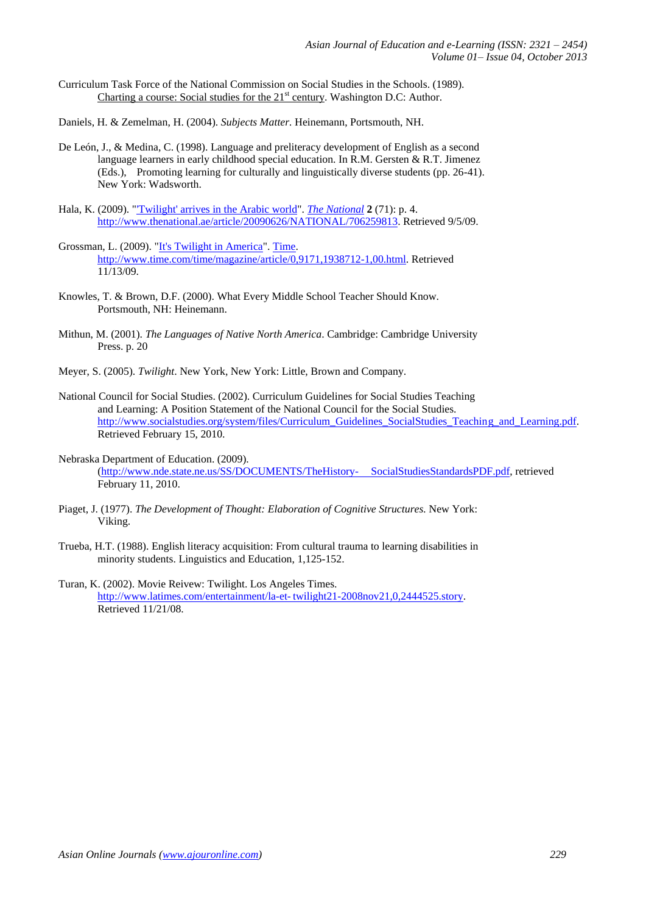Curriculum Task Force of the National Commission on Social Studies in the Schools. (1989). Charting a course: Social studies for the 21st century. Washington D.C: Author.

Daniels, H. & Zemelman, H. (2004). *Subjects Matter.* Heinemann, Portsmouth, NH.

De León, J., & Medina, C. (1998). Language and preliteracy development of English as a second language learners in early childhood special education. In R.M. Gersten & R.T. Jimenez (Eds.), Promoting learning for culturally and linguistically diverse students (pp. 26-41). New York: Wadsworth.

Hala, K. (2009). "'Twilight' arrives in the Arabic world". *The National* **2** (71): p. 4. http://www.thenational.ae/article/20090626/NATIONAL/706259813. Retrieved 9/5/09.

Grossman, L. (2009). "It's Twilight in America". Time. http://www.time.com/time/magazine/article/0,9171,1938712-1,00.html. Retrieved 11/13/09.

Knowles, T. & Brown, D.F. (2000). What Every Middle School Teacher Should Know. Portsmouth, NH: Heinemann.

Mithun, M. (2001). *The Languages of Native North America*. Cambridge: Cambridge University Press. p. 20

Meyer, S. (2005). *Twilight*. New York, New York: Little, Brown and Company.

National Council for Social Studies. (2002). Curriculum Guidelines for Social Studies Teaching and Learning: A Position Statement of the National Council for the Social Studies. http://www.socialstudies.org/system/files/Curriculum_Guidelines_SocialStudies_Teaching_and_Learning.pdf. Retrieved February 15, 2010.

Nebraska Department of Education. (2009). (http://www.nde.state.ne.us/SS/DOCUMENTS/TheHistory- SocialStudiesStandardsPDF.pdf, retrieved February 11, 2010.

Piaget, J. (1977). *The Development of Thought: Elaboration of Cognitive Structures.* New York: Viking.

Trueba, H.T. (1988). English literacy acquisition: From cultural trauma to learning disabilities in minority students. Linguistics and Education, 1,125-152.

Turan, K. (2002). Movie Reivew: Twilight. Los Angeles Times. http://www.latimes.com/entertainment/la-et- twilight21-2008nov21,0,2444525.story. Retrieved 11/21/08.